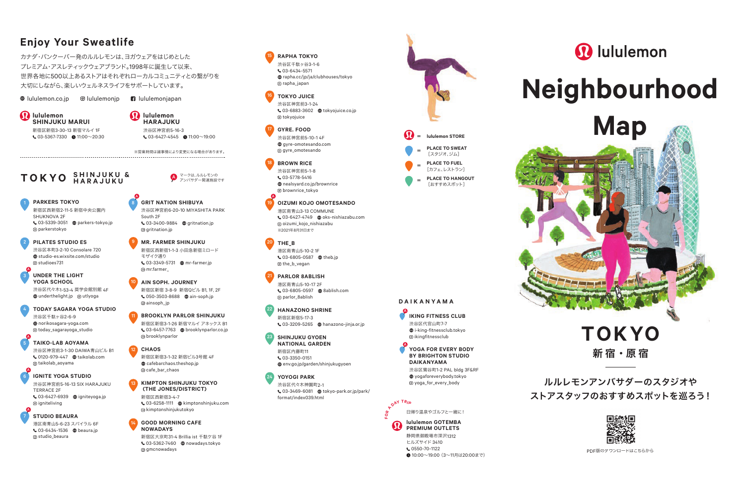# lululemon Neighbourhood Map

# TOKYO
## 新宿・原宿

ルルレモンアンバサダーのスタジオや
ストアスタッフのおすすめスポットを巡ろう！

PDF版のダウンロードはこちらから

## Enjoy Your Sweatlife

カナダ・バンクーバー発のルルレモンは、ヨガウェアをはじめとした
プレミアム・アスレティックウェアブランド。1998年に誕生して以来、
世界各地に500以上あるストアはそれぞれローカルコミュニティとの繋がりを
大切にしながら、楽しいウェルネスライフをサポートしています。

lululemon.co.jp　lululemonjp　lululemonjapan

**lululemon SHINJUKU MARUI**
新宿区新宿3-30-13 新宿マルイ 1F
03-5367-7330　11:00〜20:30

**lululemon HARAJUKU**
渋谷区神宮前5-16-3
03-6427-4545　11:00〜19:00

※営業時間は諸事情により変更になる場合があります。

- lululemon STORE
- PLACE TO SWEAT ［スタジオ、ジム］
- PLACE TO FUEL ［カフェ、レストラン］
- PLACE TO HANGOUT ［おすすめスポット］

## TOKYO SHINJUKU & HARAJUKU

A マークは、ルルレモンのアンバサダー関連施設です

**1 PARKERS TOKYO**
新宿区西新宿2-11-5 新宿中央公園内 SHUKNOVA 2F
03-5339-3051　parkers-tokyo.jp
parkerstokyo

**2 PILATES STUDIO ES**
渋谷区本町3-2-10 Consolare 720
studio-es.wixsite.com/studio
studioes731

**3 (A) UNDER THE LIGHT YOGA SCHOOL**
渋谷区代々木1-53-4 奨学会館別館 4F
underthelight.jp　utlyoga

**4 TODAY SAGARA YOGA STUDIO**
渋谷区千駄ヶ谷2-6-9
norikosagara-yoga.com
today_sagarayoga_studio

**5 (A) TAIKO-LAB AOYAMA**
港区南青山3-1-30 DAIWA青山ビル B1
0120-979-447　taikolab.com
taikolab_aoyama

**6 (A) IGNITE YOGA STUDIO**
渋谷区神宮前5-16-13 SIX HARAJUKU TERRACE 2F
03-6427-6939　igniteyoga.jp
igniteliving

**7 (A) STUDIO BEAURA**
港区南青山5-6-23 スパイラル 6F
03-6434-1536　beaura.jp
studio_beaura

**8 (A) GRIT NATION SHIBUYA**
渋谷区神宮前6-20-10 MIYASHITA PARK South 2F
03-3400-9884　gritnation.jp
gritnation.jp

**9 MR. FARMER SHINJUKU**
新宿区西新宿1-1-3 小田急新宿ミロード モザイク通り
03-3349-5731　mr-farmer.jp
mr.farmer_

**10 AIN SOPH. JOURNEY**
新宿区新宿 3-8-9 新宿Qビル B1, 1F, 2F
050-3503-8688　ain-soph.jp
ainsoph_jp

**11 BROOKLYN PARLOR SHINJUKU**
新宿区新宿3-1-26 新宿マルイ アネックス B1
03-6457-7763　brooklynparlor.co.jp
brooklynparlor

**12 CHAOS**
新宿区新宿1-32 新宿ビル3号館 4F
cafebarchaos.theshop.jp
cafe_bar_chaos

**13 KIMPTON SHINJUKU TOKYO (THE JONES/DISTRICT)**
新宿区西新宿3-4-7
03-6258-1111　kimptonshinjuku.com
kimptonshinjukutokyo

**14 GOOD MORNING CAFE NOWADAYS**
新宿区大京町31-4 Brillia ist 千駄ケ谷 1F
03-5362-7460　nowadays.tokyo
gmcnowadays

**15 RAPHA TOKYO**
渋谷区千駄ヶ谷3-1-6
03-6434-5571
rapha.cc/jp/ja/clubhouses/tokyo
rapha_japan

**16 TOKYO JUICE**
渋谷区神宮前3-1-24
03-6883-3602　tokyojuice.co.jp
tokyojuice

**17 GYRE. FOOD**
渋谷区神宮前5-10-1 4F
gyre-omotesando.com
gyre_omotesando

**18 BROWN RICE**
渋谷区神宮前5-1-8
03-5778-5416
nealsyard.co.jp/brownrice
brownrice_tokyo

**19 OIZUMI KOJO OMOTESANDO**
港区南青山3-13 COMMUNE
03-6427-4749　oks-nishiazabu.com
oizumi_kojo_nishiazabu
※2021年8月31日まで

**20 THE_B**
港区南青山5-10-2 1F
03-6805-0587　theb.jp
the_b_vegan

**21 PARLOR 8ABLISH**
港区南青山5-10-17 2F
03-6805-0597　8ablish.com
parlor_8ablish

**22 HANAZONO SHRINE**
新宿区新宿5-17-3
03-3209-5265　hanazono-jinja.or.jp

**23 SHINJUKU GYOEN NATIONAL GARDEN**
新宿区内藤町11
03-3350-0151
env.go.jp/garden/shinjukugyoen

**24 YOYOGI PARK**
渋谷区代々木神園町2-1
03-3469-6081　tokyo-park.or.jp/park/format/index039.html

## DAIKANYAMA

**(A) IKING FITNESS CLUB**
渋谷区代官山町7-7
i-king-fitnessclub.tokyo
ikingfitnessclub

**(A) YOGA FOR EVERY BODY BY BRIGHTON STUDIO DAIKANYAMA**
渋谷区鶯谷町1-2 PAL bldg 3F&RF
yogaforeverybody.tokyo
yoga_for_every_body

## FOR A DAY TRIP

日帰り温泉やゴルフと一緒に！

**lululemon GOTEMBA PREMIUM OUTLETS**
静岡県御殿場市深沢1312
ヒルズサイド 3410
0550-70-1122
10:00〜19:00（3〜11月は20:00まで）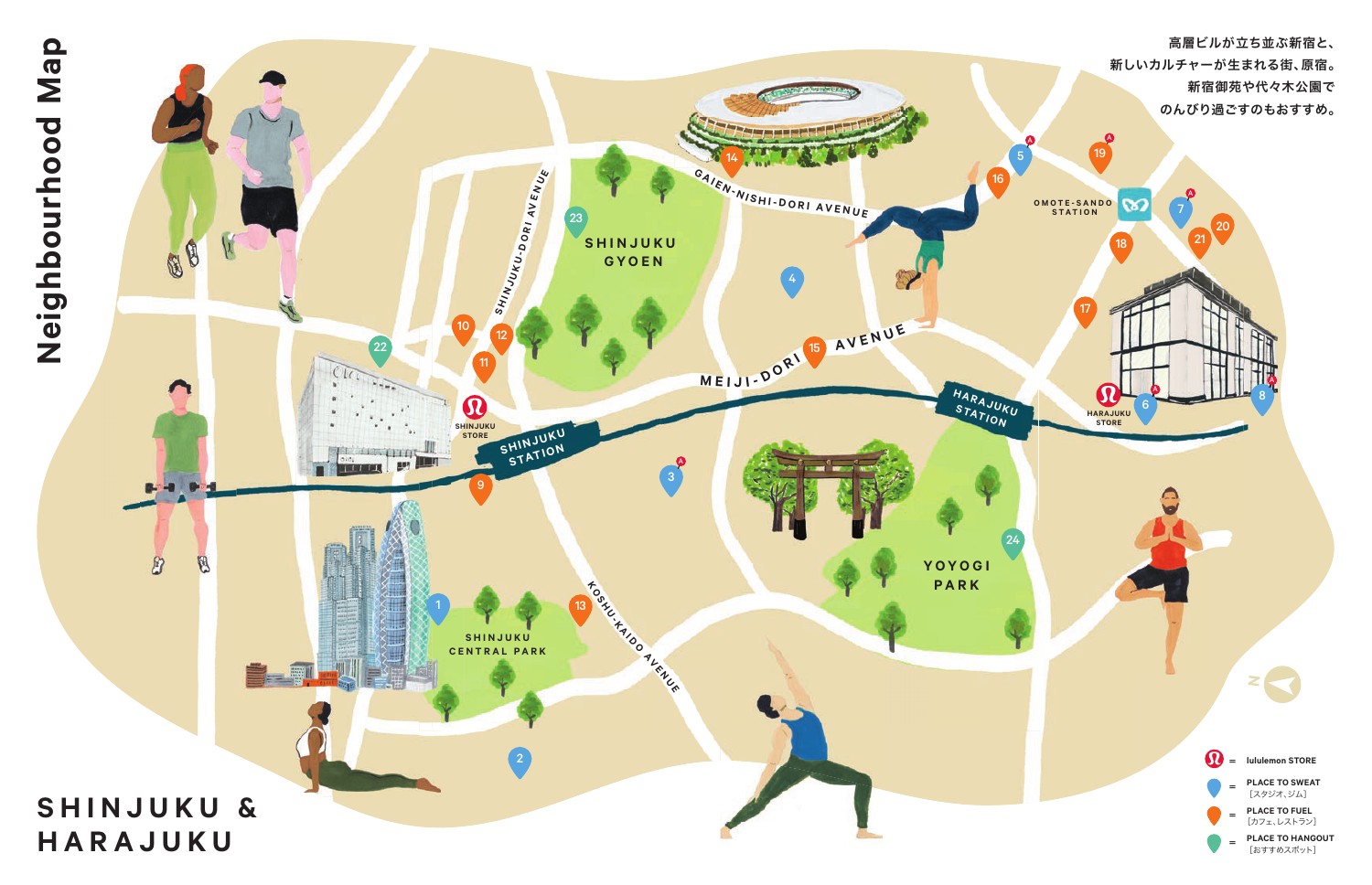# Neighbourhood Map

高層ビルが立ち並ぶ新宿と、
新しいカルチャーが生まれる街、原宿。
新宿御苑や代々木公園で
のんびり過ごすのもおすすめ。

SHINJUKU GYOEN

GAIEN-NISHI-DORI AVENUE

SHINJUKU-DORI AVENUE

MEIJI-DORI AVENUE

OMOTE-SANDO STATION

SHINJUKU STORE

SHINJUKU STATION

HARAJUKU STATION

HARAJUKU STORE

YOYOGI PARK

SHINJUKU CENTRAL PARK

KOSHU-KAIDO AVENUE

1 2 3 4 5 6 7 8 9 10 11 12 13 14 15 16 17 18 19 20 21 22 23 24

= lululemon STORE

= PLACE TO SWEAT
［スタジオ、ジム］

= PLACE TO FUEL
［カフェ、レストラン］

= PLACE TO HANGOUT
［おすすめスポット］

N

## SHINJUKU & HARAJUKU